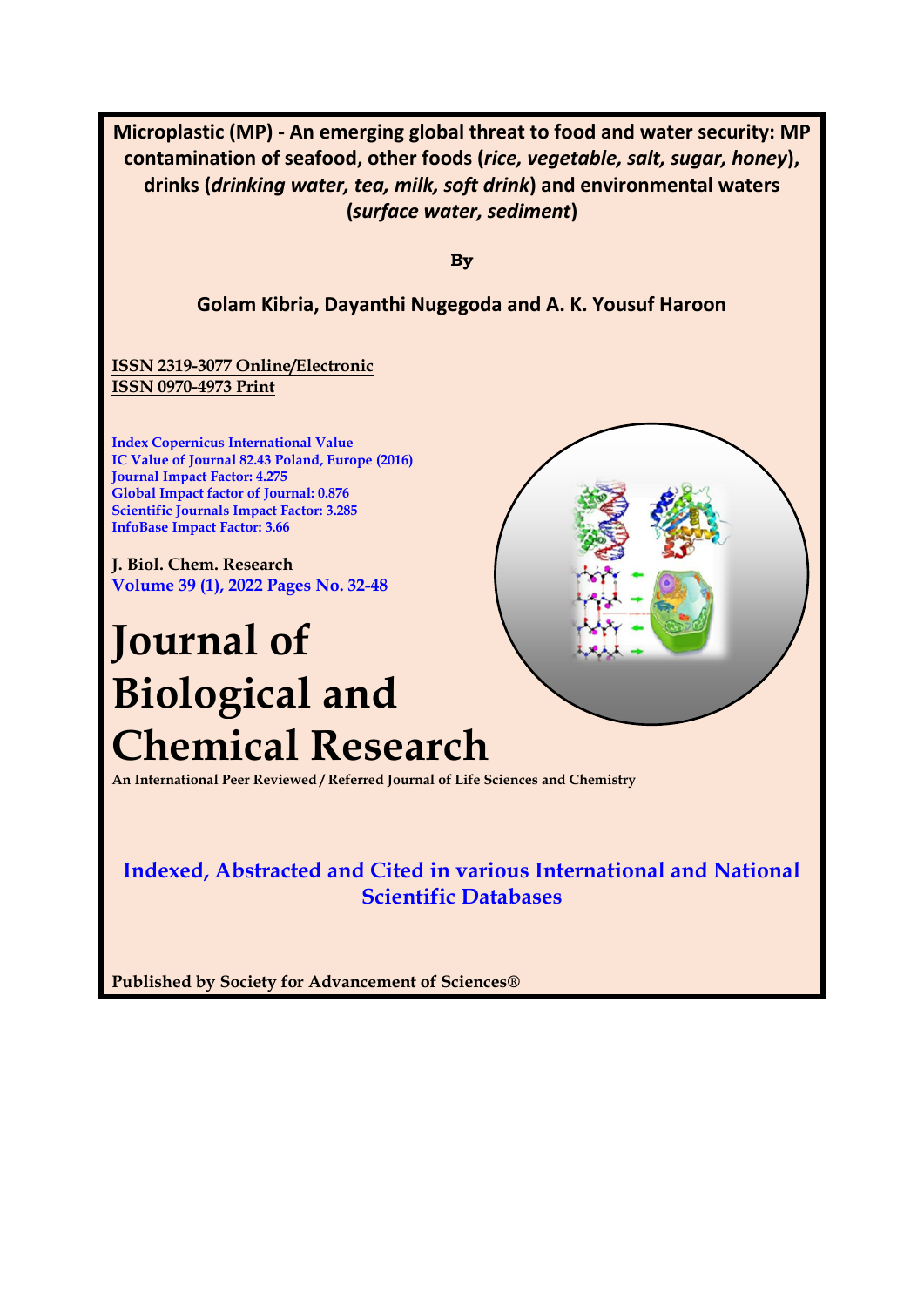# Microplastic (MP) - An emerging global threat to food and water security: MP contamination of seafood, other foods (*rice, vegetable, salt, sugar, honey*), drinks (*drinking water, tea, milk, soft drink*) and environmental waters (*surface water, sediment*)

**By**

**Golam Kibria, Dayanthi Nugegoda and A. K. Yousuf Haroon**

ISSN 2319-3077 Online/Electronic
ISSN 0970-4973 Print

Index Copernicus International Value
IC Value of Journal 82.43 Poland, Europe (2016)
Journal Impact Factor: 4.275
Global Impact factor of Journal: 0.876
Scientific Journals Impact Factor: 3.285
InfoBase Impact Factor: 3.66

J. Biol. Chem. Research
Volume 39 (1), 2022 Pages No. 32-48

# Journal of Biological and Chemical Research

An International Peer Reviewed / Referred Journal of Life Sciences and Chemistry

**Indexed, Abstracted and Cited in various International and National Scientific Databases**

**Published by Society for Advancement of Sciences®**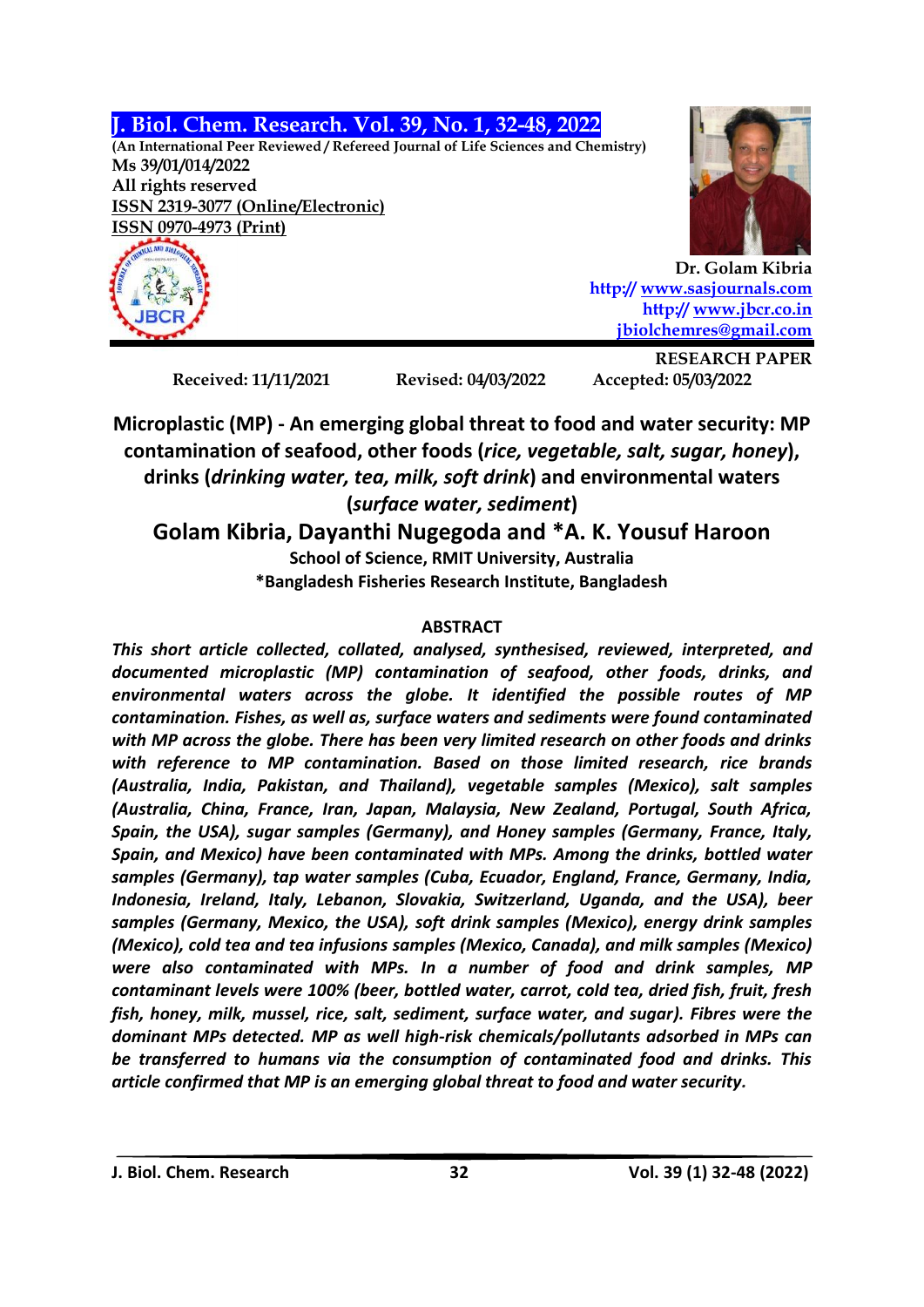J. Biol. Chem. Research. Vol. 39, No. 1, 32-48, 2022

(An International Peer Reviewed / Refereed Journal of Life Sciences and Chemistry)

Ms 39/01/014/2022

All rights reserved

ISSN 2319-3077 (Online/Electronic)

ISSN 0970-4973 (Print)

Dr. Golam Kibria

http:// www.sasjournals.com

http:// www.jbcr.co.in

jbiolchemres@gmail.com

RESEARCH PAPER

Received: 11/11/2021 Revised: 04/03/2022 Accepted: 05/03/2022

# Microplastic (MP) - An emerging global threat to food and water security: MP contamination of seafood, other foods (*rice, vegetable, salt, sugar, honey*), drinks (*drinking water, tea, milk, soft drink*) and environmental waters (*surface water, sediment*)

**Golam Kibria, Dayanthi Nugegoda and \*A. K. Yousuf Haroon**

**School of Science, RMIT University, Australia**

**\*Bangladesh Fisheries Research Institute, Bangladesh**

## ABSTRACT

*This short article collected, collated, analysed, synthesised, reviewed, interpreted, and documented microplastic (MP) contamination of seafood, other foods, drinks, and environmental waters across the globe. It identified the possible routes of MP contamination. Fishes, as well as, surface waters and sediments were found contaminated with MP across the globe. There has been very limited research on other foods and drinks with reference to MP contamination. Based on those limited research, rice brands (Australia, India, Pakistan, and Thailand), vegetable samples (Mexico), salt samples (Australia, China, France, Iran, Japan, Malaysia, New Zealand, Portugal, South Africa, Spain, the USA), sugar samples (Germany), and Honey samples (Germany, France, Italy, Spain, and Mexico) have been contaminated with MPs. Among the drinks, bottled water samples (Germany), tap water samples (Cuba, Ecuador, England, France, Germany, India, Indonesia, Ireland, Italy, Lebanon, Slovakia, Switzerland, Uganda, and the USA), beer samples (Germany, Mexico, the USA), soft drink samples (Mexico), energy drink samples (Mexico), cold tea and tea infusions samples (Mexico, Canada), and milk samples (Mexico) were also contaminated with MPs. In a number of food and drink samples, MP contaminant levels were 100% (beer, bottled water, carrot, cold tea, dried fish, fruit, fresh fish, honey, milk, mussel, rice, salt, sediment, surface water, and sugar). Fibres were the dominant MPs detected. MP as well high-risk chemicals/pollutants adsorbed in MPs can be transferred to humans via the consumption of contaminated food and drinks. This article confirmed that MP is an emerging global threat to food and water security.*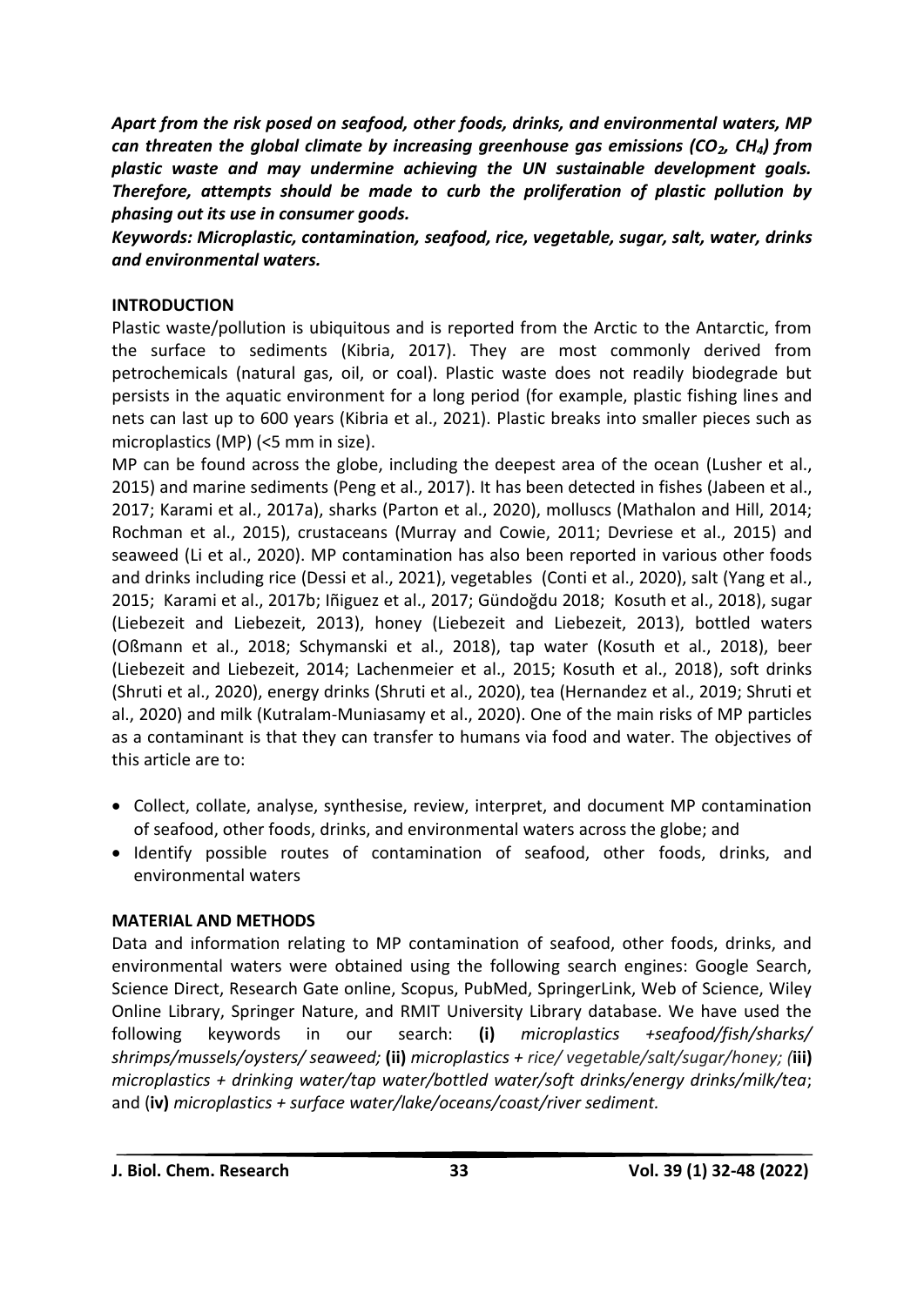***Apart from the risk posed on seafood, other foods, drinks, and environmental waters, MP can threaten the global climate by increasing greenhouse gas emissions ($CO_2$, $CH_4$) from plastic waste and may undermine achieving the UN sustainable development goals. Therefore, attempts should be made to curb the proliferation of plastic pollution by phasing out its use in consumer goods.***

***Keywords: Microplastic, contamination, seafood, rice, vegetable, sugar, salt, water, drinks and environmental waters.***

## INTRODUCTION

Plastic waste/pollution is ubiquitous and is reported from the Arctic to the Antarctic, from the surface to sediments (Kibria, 2017). They are most commonly derived from petrochemicals (natural gas, oil, or coal). Plastic waste does not readily biodegrade but persists in the aquatic environment for a long period (for example, plastic fishing lines and nets can last up to 600 years (Kibria et al., 2021). Plastic breaks into smaller pieces such as microplastics (MP) (<5 mm in size).

MP can be found across the globe, including the deepest area of the ocean (Lusher et al., 2015) and marine sediments (Peng et al., 2017). It has been detected in fishes (Jabeen et al., 2017; Karami et al., 2017a), sharks (Parton et al., 2020), molluscs (Mathalon and Hill, 2014; Rochman et al., 2015), crustaceans (Murray and Cowie, 2011; Devriese et al., 2015) and seaweed (Li et al., 2020). MP contamination has also been reported in various other foods and drinks including rice (Dessi et al., 2021), vegetables (Conti et al., 2020), salt (Yang et al., 2015; Karami et al., 2017b; Iñiguez et al., 2017; Gündoğdu 2018; Kosuth et al., 2018), sugar (Liebezeit and Liebezeit, 2013), honey (Liebezeit and Liebezeit, 2013), bottled waters (Oßmann et al., 2018; Schymanski et al., 2018), tap water (Kosuth et al., 2018), beer (Liebezeit and Liebezeit, 2014; Lachenmeier et al., 2015; Kosuth et al., 2018), soft drinks (Shruti et al., 2020), energy drinks (Shruti et al., 2020), tea (Hernandez et al., 2019; Shruti et al., 2020) and milk (Kutralam-Muniasamy et al., 2020). One of the main risks of MP particles as a contaminant is that they can transfer to humans via food and water. The objectives of this article are to:

- Collect, collate, analyse, synthesise, review, interpret, and document MP contamination of seafood, other foods, drinks, and environmental waters across the globe; and
- Identify possible routes of contamination of seafood, other foods, drinks, and environmental waters

## MATERIAL AND METHODS

Data and information relating to MP contamination of seafood, other foods, drinks, and environmental waters were obtained using the following search engines: Google Search, Science Direct, Research Gate online, Scopus, PubMed, SpringerLink, Web of Science, Wiley Online Library, Springer Nature, and RMIT University Library database. We have used the following keywords in our search: **(i)** *microplastics +seafood/fish/sharks/ shrimps/mussels/oysters/ seaweed;* **(ii)** *microplastics + rice/ vegetable/salt/sugar/honey; (***iii)** *microplastics + drinking water/tap water/bottled water/soft drinks/energy drinks/milk/tea*; and (**iv)** *microplastics + surface water/lake/oceans/coast/river sediment.*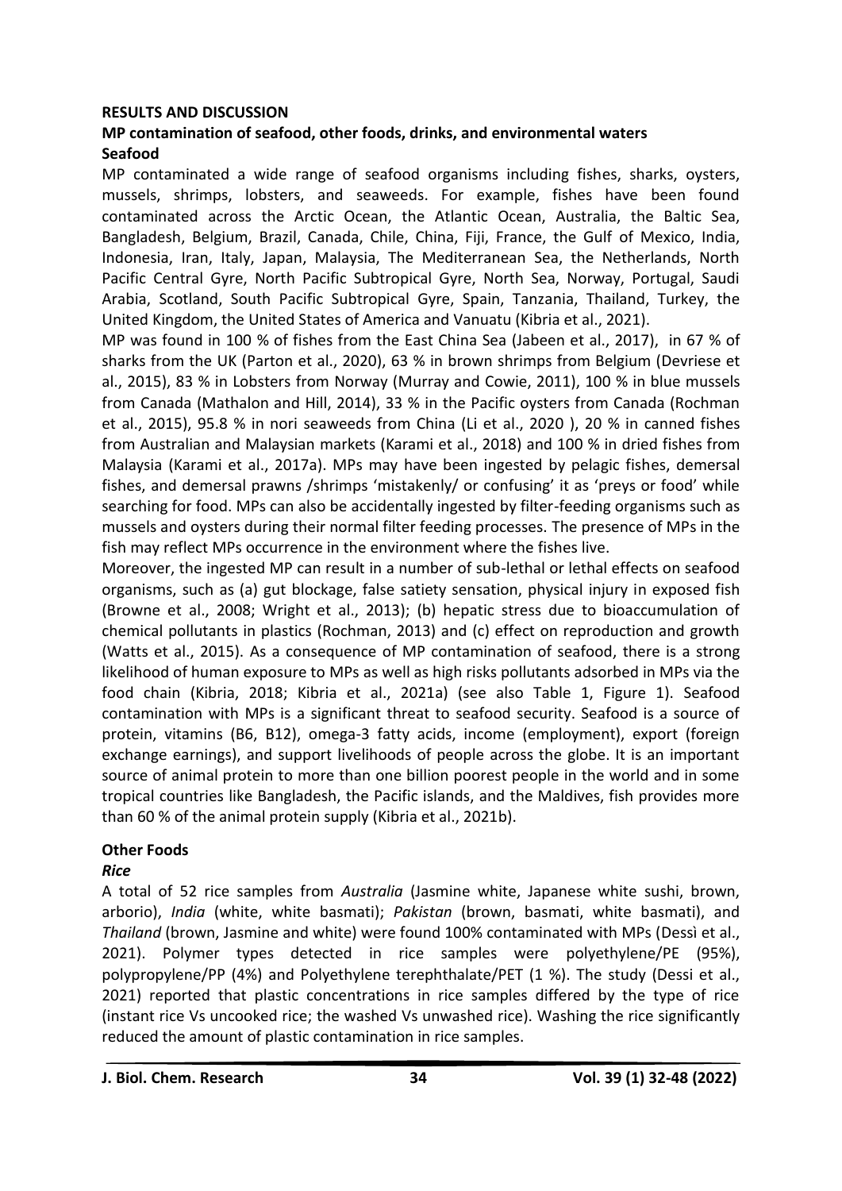## RESULTS AND DISCUSSION

### MP contamination of seafood, other foods, drinks, and environmental waters

### Seafood

MP contaminated a wide range of seafood organisms including fishes, sharks, oysters, mussels, shrimps, lobsters, and seaweeds. For example, fishes have been found contaminated across the Arctic Ocean, the Atlantic Ocean, Australia, the Baltic Sea, Bangladesh, Belgium, Brazil, Canada, Chile, China, Fiji, France, the Gulf of Mexico, India, Indonesia, Iran, Italy, Japan, Malaysia, The Mediterranean Sea, the Netherlands, North Pacific Central Gyre, North Pacific Subtropical Gyre, North Sea, Norway, Portugal, Saudi Arabia, Scotland, South Pacific Subtropical Gyre, Spain, Tanzania, Thailand, Turkey, the United Kingdom, the United States of America and Vanuatu (Kibria et al., 2021).

MP was found in 100 % of fishes from the East China Sea (Jabeen et al., 2017), in 67 % of sharks from the UK (Parton et al., 2020), 63 % in brown shrimps from Belgium (Devriese et al., 2015), 83 % in Lobsters from Norway (Murray and Cowie, 2011), 100 % in blue mussels from Canada (Mathalon and Hill, 2014), 33 % in the Pacific oysters from Canada (Rochman et al., 2015), 95.8 % in nori seaweeds from China (Li et al., 2020 ), 20 % in canned fishes from Australian and Malaysian markets (Karami et al., 2018) and 100 % in dried fishes from Malaysia (Karami et al., 2017a). MPs may have been ingested by pelagic fishes, demersal fishes, and demersal prawns /shrimps 'mistakenly/ or confusing' it as 'preys or food' while searching for food. MPs can also be accidentally ingested by filter-feeding organisms such as mussels and oysters during their normal filter feeding processes. The presence of MPs in the fish may reflect MPs occurrence in the environment where the fishes live.

Moreover, the ingested MP can result in a number of sub-lethal or lethal effects on seafood organisms, such as (a) gut blockage, false satiety sensation, physical injury in exposed fish (Browne et al., 2008; Wright et al., 2013); (b) hepatic stress due to bioaccumulation of chemical pollutants in plastics (Rochman, 2013) and (c) effect on reproduction and growth (Watts et al., 2015). As a consequence of MP contamination of seafood, there is a strong likelihood of human exposure to MPs as well as high risks pollutants adsorbed in MPs via the food chain (Kibria, 2018; Kibria et al., 2021a) (see also Table 1, Figure 1). Seafood contamination with MPs is a significant threat to seafood security. Seafood is a source of protein, vitamins (B6, B12), omega-3 fatty acids, income (employment), export (foreign exchange earnings), and support livelihoods of people across the globe. It is an important source of animal protein to more than one billion poorest people in the world and in some tropical countries like Bangladesh, the Pacific islands, and the Maldives, fish provides more than 60 % of the animal protein supply (Kibria et al., 2021b).

### Other Foods

#### *Rice*

A total of 52 rice samples from *Australia* (Jasmine white, Japanese white sushi, brown, arborio), *India* (white, white basmati); *Pakistan* (brown, basmati, white basmati), and *Thailand* (brown, Jasmine and white) were found 100% contaminated with MPs (Dessì et al., 2021). Polymer types detected in rice samples were polyethylene/PE (95%), polypropylene/PP (4%) and Polyethylene terephthalate/PET (1 %). The study (Dessi et al., 2021) reported that plastic concentrations in rice samples differed by the type of rice (instant rice Vs uncooked rice; the washed Vs unwashed rice). Washing the rice significantly reduced the amount of plastic contamination in rice samples.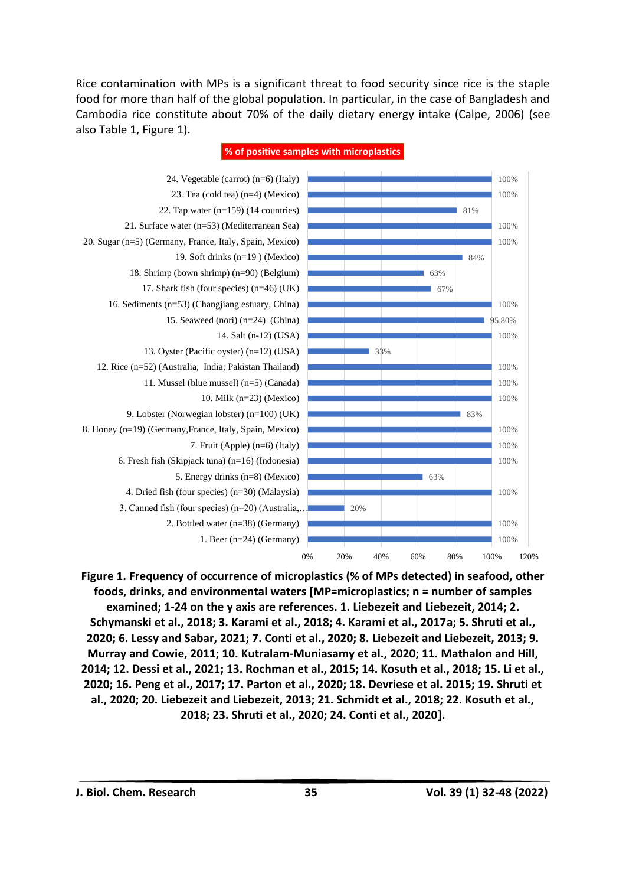Rice contamination with MPs is a significant threat to food security since rice is the staple food for more than half of the global population. In particular, in the case of Bangladesh and Cambodia rice constitute about 70% of the daily dietary energy intake (Calpe, 2006) (see also Table 1, Figure 1).

**% of positive samples with microplastics**

| Sample | % of positive samples with microplastics |
|---|---|
| 24. Vegetable (carrot) (n=6) (Italy) | 100% |
| 23. Tea (cold tea) (n=4) (Mexico) | 100% |
| 22. Tap water (n=159) (14 countries) | 81% |
| 21. Surface water (n=53) (Mediterranean Sea) | 100% |
| 20. Sugar (n=5) (Germany, France, Italy, Spain, Mexico) | 100% |
| 19. Soft drinks (n=19 ) (Mexico) | 84% |
| 18. Shrimp (bown shrimp) (n=90) (Belgium) | 63% |
| 17. Shark fish (four species) (n=46) (UK) | 67% |
| 16. Sediments (n=53) (Changjiang estuary, China) | 100% |
| 15. Seaweed (nori) (n=24) (China) | 95.80% |
| 14. Salt (n-12) (USA) | 100% |
| 13. Oyster (Pacific oyster) (n=12) (USA) | 33% |
| 12. Rice (n=52) (Australia, India; Pakistan Thailand) | 100% |
| 11. Mussel (blue mussel) (n=5) (Canada) | 100% |
| 10. Milk (n=23) (Mexico) | 100% |
| 9. Lobster (Norwegian lobster) (n=100) (UK) | 83% |
| 8. Honey (n=19) (Germany,France, Italy, Spain, Mexico) | 100% |
| 7. Fruit (Apple) (n=6) (Italy) | 100% |
| 6. Fresh fish (Skipjack tuna) (n=16) (Indonesia) | 100% |
| 5. Energy drinks (n=8) (Mexico) | 63% |
| 4. Dried fish (four species) (n=30) (Malaysia) | 100% |
| 3. Canned fish (four species) (n=20) (Australia,… | 20% |
| 2. Bottled water (n=38) (Germany) | 100% |
| 1. Beer (n=24) (Germany) | 100% |

**Figure 1. Frequency of occurrence of microplastics (% of MPs detected) in seafood, other foods, drinks, and environmental waters [MP=microplastics; n = number of samples examined; 1-24 on the y axis are references. 1. Liebezeit and Liebezeit, 2014; 2. Schymanski et al., 2018; 3. Karami et al., 2018; 4. Karami et al., 2017a; 5. Shruti et al., 2020; 6. Lessy and Sabar, 2021; 7. Conti et al., 2020; 8. Liebezeit and Liebezeit, 2013; 9. Murray and Cowie, 2011; 10. Kutralam-Muniasamy et al., 2020; 11. Mathalon and Hill, 2014; 12. Dessi et al., 2021; 13. Rochman et al., 2015; 14. Kosuth et al., 2018; 15. Li et al., 2020; 16. Peng et al., 2017; 17. Parton et al., 2020; 18. Devriese et al. 2015; 19. Shruti et al., 2020; 20. Liebezeit and Liebezeit, 2013; 21. Schmidt et al., 2018; 22. Kosuth et al., 2018; 23. Shruti et al., 2020; 24. Conti et al., 2020].**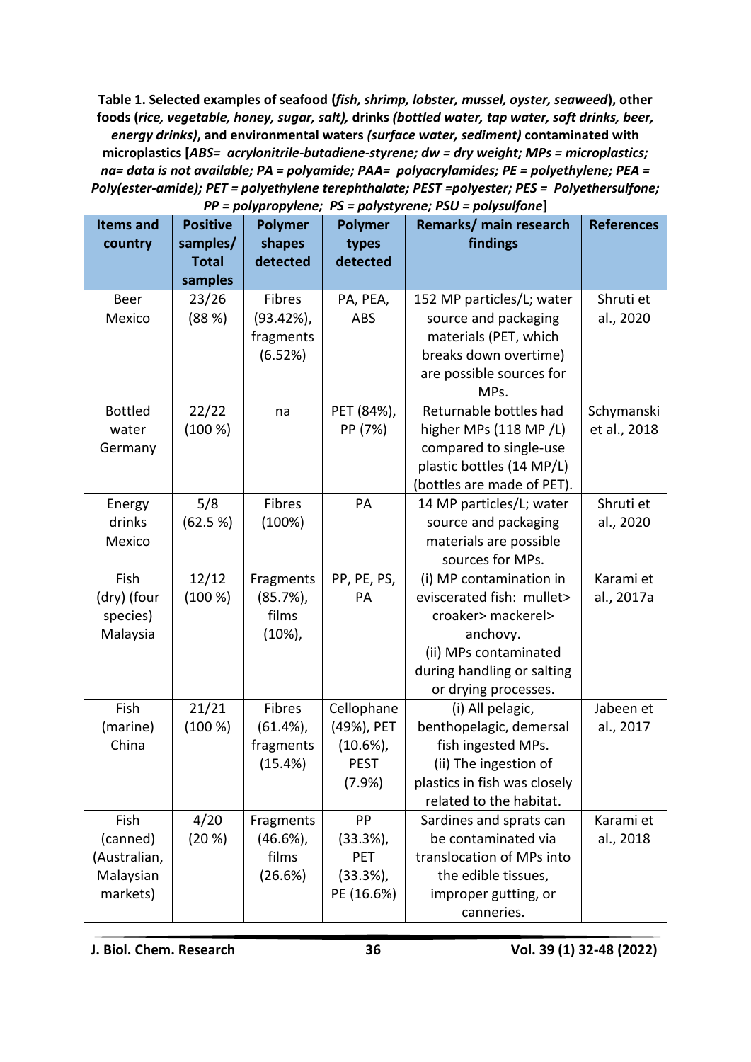**Table 1. Selected examples of seafood (*fish, shrimp, lobster, mussel, oyster, seaweed*), other foods (*rice, vegetable, honey, sugar, salt),* drinks *(bottled water, tap water, soft drinks, beer, energy drinks)*, and environmental waters *(surface water, sediment)* contaminated with microplastics [*ABS= acrylonitrile-butadiene-styrene; dw = dry weight; MPs = microplastics; na= data is not available; PA = polyamide; PAA= polyacrylamides; PE = polyethylene; PEA = Poly(ester-amide); PET = polyethylene terephthalate; PEST =polyester; PES = Polyethersulfone; PP = polypropylene; PS = polystyrene; PSU = polysulfone*]**

| Items and country | Positive samples/ Total samples | Polymer shapes detected | Polymer types detected | Remarks/ main research findings | References |
|---|---|---|---|---|---|
| Beer Mexico | 23/26 (88 %) | Fibres (93.42%), fragments (6.52%) | PA, PEA, ABS | 152 MP particles/L; water source and packaging materials (PET, which breaks down overtime) are possible sources for MPs. | Shruti et al., 2020 |
| Bottled water Germany | 22/22 (100 %) | na | PET (84%), PP (7%) | Returnable bottles had higher MPs (118 MP /L) compared to single-use plastic bottles (14 MP/L) (bottles are made of PET). | Schymanski et al., 2018 |
| Energy drinks Mexico | 5/8 (62.5 %) | Fibres (100%) | PA | 14 MP particles/L; water source and packaging materials are possible sources for MPs. | Shruti et al., 2020 |
| Fish (dry) (four species) Malaysia | 12/12 (100 %) | Fragments (85.7%), films (10%), | PP, PE, PS, PA | (i) MP contamination in eviscerated fish: mullet> croaker> mackerel> anchovy. (ii) MPs contaminated during handling or salting or drying processes. | Karami et al., 2017a |
| Fish (marine) China | 21/21 (100 %) | Fibres (61.4%), fragments (15.4%) | Cellophane (49%), PET (10.6%), PEST (7.9%) | (i) All pelagic, benthopelagic, demersal fish ingested MPs. (ii) The ingestion of plastics in fish was closely related to the habitat. | Jabeen et al., 2017 |
| Fish (canned) (Australian, Malaysian markets) | 4/20 (20 %) | Fragments (46.6%), films (26.6%) | PP (33.3%), PET (33.3%), PE (16.6%) | Sardines and sprats can be contaminated via translocation of MPs into the edible tissues, improper gutting, or canneries. | Karami et al., 2018 |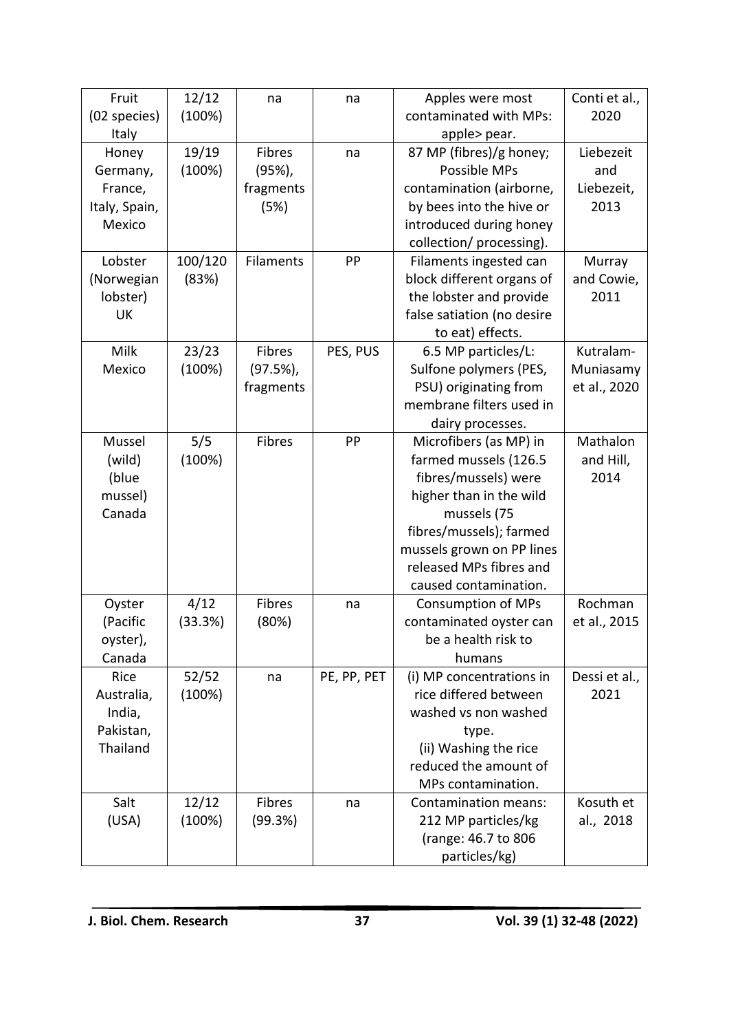| Fruit (02 species) Italy | 12/12 (100%) | na | na | Apples were most contaminated with MPs: apple> pear. | Conti et al., 2020 |
|---|---|---|---|---|---|
| Honey Germany, France, Italy, Spain, Mexico | 19/19 (100%) | Fibres (95%), fragments (5%) | na | 87 MP (fibres)/g honey; Possible MPs contamination (airborne, by bees into the hive or introduced during honey collection/ processing). | Liebezeit and Liebezeit, 2013 |
| Lobster (Norwegian lobster) UK | 100/120 (83%) | Filaments | PP | Filaments ingested can block different organs of the lobster and provide false satiation (no desire to eat) effects. | Murray and Cowie, 2011 |
| Milk Mexico | 23/23 (100%) | Fibres (97.5%), fragments | PES, PUS | 6.5 MP particles/L: Sulfone polymers (PES, PSU) originating from membrane filters used in dairy processes. | Kutralam-Muniasamy et al., 2020 |
| Mussel (wild) (blue mussel) Canada | 5/5 (100%) | Fibres | PP | Microfibers (as MP) in farmed mussels (126.5 fibres/mussels) were higher than in the wild mussels (75 fibres/mussels); farmed mussels grown on PP lines released MPs fibres and caused contamination. | Mathalon and Hill, 2014 |
| Oyster (Pacific oyster), Canada | 4/12 (33.3%) | Fibres (80%) | na | Consumption of MPs contaminated oyster can be a health risk to humans | Rochman et al., 2015 |
| Rice Australia, India, Pakistan, Thailand | 52/52 (100%) | na | PE, PP, PET | (i) MP concentrations in rice differed between washed vs non washed type. (ii) Washing the rice reduced the amount of MPs contamination. | Dessi et al., 2021 |
| Salt (USA) | 12/12 (100%) | Fibres (99.3%) | na | Contamination means: 212 MP particles/kg (range: 46.7 to 806 particles/kg) | Kosuth et al., 2018 |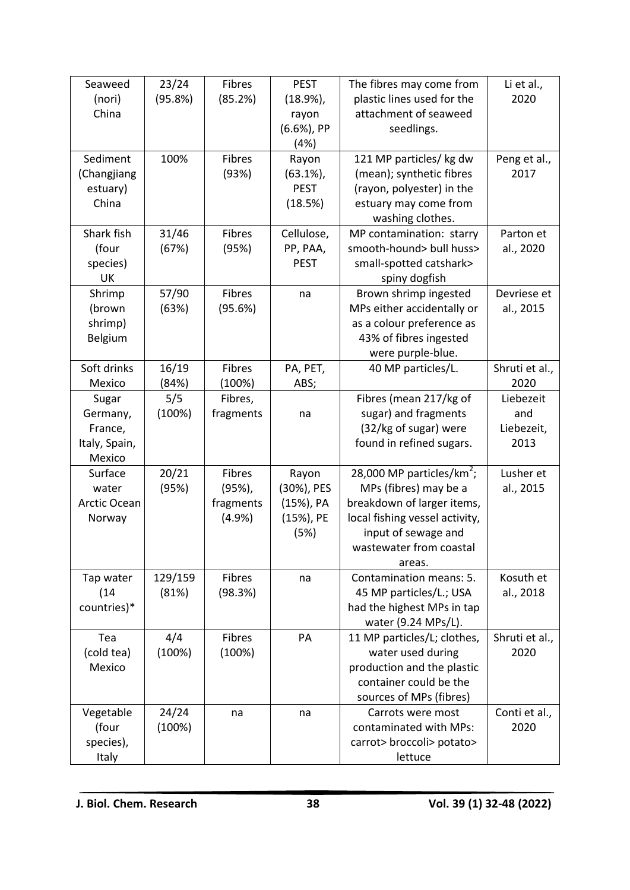| Seaweed (nori) China | 23/24 (95.8%) | Fibres (85.2%) | PEST (18.9%), rayon (6.6%), PP (4%) | The fibres may come from plastic lines used for the attachment of seaweed seedlings. | Li et al., 2020 |
|---|---|---|---|---|---|
| Sediment (Changjiang estuary) China | 100% | Fibres (93%) | Rayon (63.1%), PEST (18.5%) | 121 MP particles/ kg dw (mean); synthetic fibres (rayon, polyester) in the estuary may come from washing clothes. | Peng et al., 2017 |
| Shark fish (four species) UK | 31/46 (67%) | Fibres (95%) | Cellulose, PP, PAA, PEST | MP contamination: starry smooth-hound> bull huss> small-spotted catshark> spiny dogfish | Parton et al., 2020 |
| Shrimp (brown shrimp) Belgium | 57/90 (63%) | Fibres (95.6%) | na | Brown shrimp ingested MPs either accidentally or as a colour preference as 43% of fibres ingested were purple-blue. | Devriese et al., 2015 |
| Soft drinks Mexico | 16/19 (84%) | Fibres (100%) | PA, PET, ABS; | 40 MP particles/L. | Shruti et al., 2020 |
| Sugar Germany, France, Italy, Spain, Mexico | 5/5 (100%) | Fibres, fragments | na | Fibres (mean 217/kg of sugar) and fragments (32/kg of sugar) were found in refined sugars. | Liebezeit and Liebezeit, 2013 |
| Surface water Arctic Ocean Norway | 20/21 (95%) | Fibres (95%), fragments (4.9%) | Rayon (30%), PES (15%), PA (15%), PE (5%) | 28,000 MP particles/km$^2$; MPs (fibres) may be a breakdown of larger items, local fishing vessel activity, input of sewage and wastewater from coastal areas. | Lusher et al., 2015 |
| Tap water (14 countries)* | 129/159 (81%) | Fibres (98.3%) | na | Contamination means: 5. 45 MP particles/L.; USA had the highest MPs in tap water (9.24 MPs/L). | Kosuth et al., 2018 |
| Tea (cold tea) Mexico | 4/4 (100%) | Fibres (100%) | PA | 11 MP particles/L; clothes, water used during production and the plastic container could be the sources of MPs (fibres) | Shruti et al., 2020 |
| Vegetable (four species), Italy | 24/24 (100%) | na | na | Carrots were most contaminated with MPs: carrot> broccoli> potato> lettuce | Conti et al., 2020 |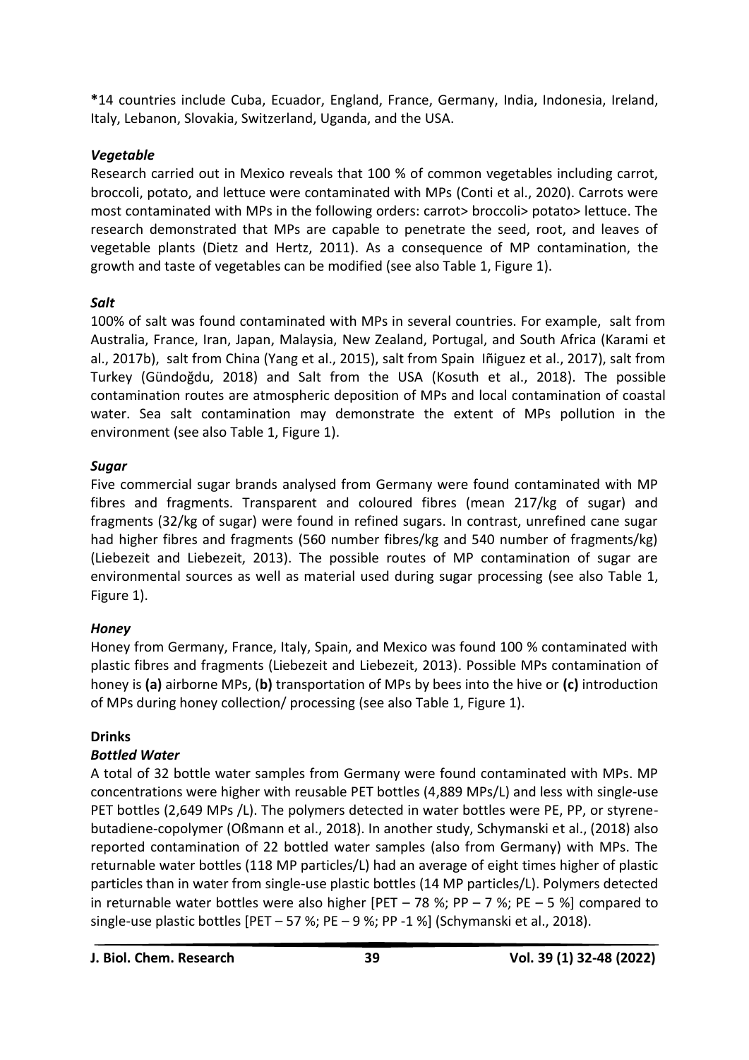*14 countries include Cuba, Ecuador, England, France, Germany, India, Indonesia, Ireland, Italy, Lebanon, Slovakia, Switzerland, Uganda, and the USA.

### *Vegetable*

Research carried out in Mexico reveals that 100 % of common vegetables including carrot, broccoli, potato, and lettuce were contaminated with MPs (Conti et al., 2020). Carrots were most contaminated with MPs in the following orders: carrot> broccoli> potato> lettuce. The research demonstrated that MPs are capable to penetrate the seed, root, and leaves of vegetable plants (Dietz and Hertz, 2011). As a consequence of MP contamination, the growth and taste of vegetables can be modified (see also Table 1, Figure 1).

### *Salt*

100% of salt was found contaminated with MPs in several countries. For example, salt from Australia, France, Iran, Japan, Malaysia, New Zealand, Portugal, and South Africa (Karami et al., 2017b), salt from China (Yang et al., 2015), salt from Spain Iñiguez et al., 2017), salt from Turkey (Gündoğdu, 2018) and Salt from the USA (Kosuth et al., 2018). The possible contamination routes are atmospheric deposition of MPs and local contamination of coastal water. Sea salt contamination may demonstrate the extent of MPs pollution in the environment (see also Table 1, Figure 1).

### *Sugar*

Five commercial sugar brands analysed from Germany were found contaminated with MP fibres and fragments. Transparent and coloured fibres (mean 217/kg of sugar) and fragments (32/kg of sugar) were found in refined sugars. In contrast, unrefined cane sugar had higher fibres and fragments (560 number fibres/kg and 540 number of fragments/kg) (Liebezeit and Liebezeit, 2013). The possible routes of MP contamination of sugar are environmental sources as well as material used during sugar processing (see also Table 1, Figure 1).

### *Honey*

Honey from Germany, France, Italy, Spain, and Mexico was found 100 % contaminated with plastic fibres and fragments (Liebezeit and Liebezeit, 2013). Possible MPs contamination of honey is **(a)** airborne MPs, (**b)** transportation of MPs by bees into the hive or **(c)** introduction of MPs during honey collection/ processing (see also Table 1, Figure 1).

## Drinks

### *Bottled Water*

A total of 32 bottle water samples from Germany were found contaminated with MPs. MP concentrations were higher with reusable PET bottles (4,889 MPs/L) and less with single-use PET bottles (2,649 MPs /L). The polymers detected in water bottles were PE, PP, or styrene-butadiene-copolymer (Oßmann et al., 2018). In another study, Schymanski et al., (2018) also reported contamination of 22 bottled water samples (also from Germany) with MPs. The returnable water bottles (118 MP particles/L) had an average of eight times higher of plastic particles than in water from single-use plastic bottles (14 MP particles/L). Polymers detected in returnable water bottles were also higher [PET – 78 %; PP – 7 %; PE – 5 %] compared to single-use plastic bottles [PET – 57 %; PE – 9 %; PP -1 %] (Schymanski et al., 2018).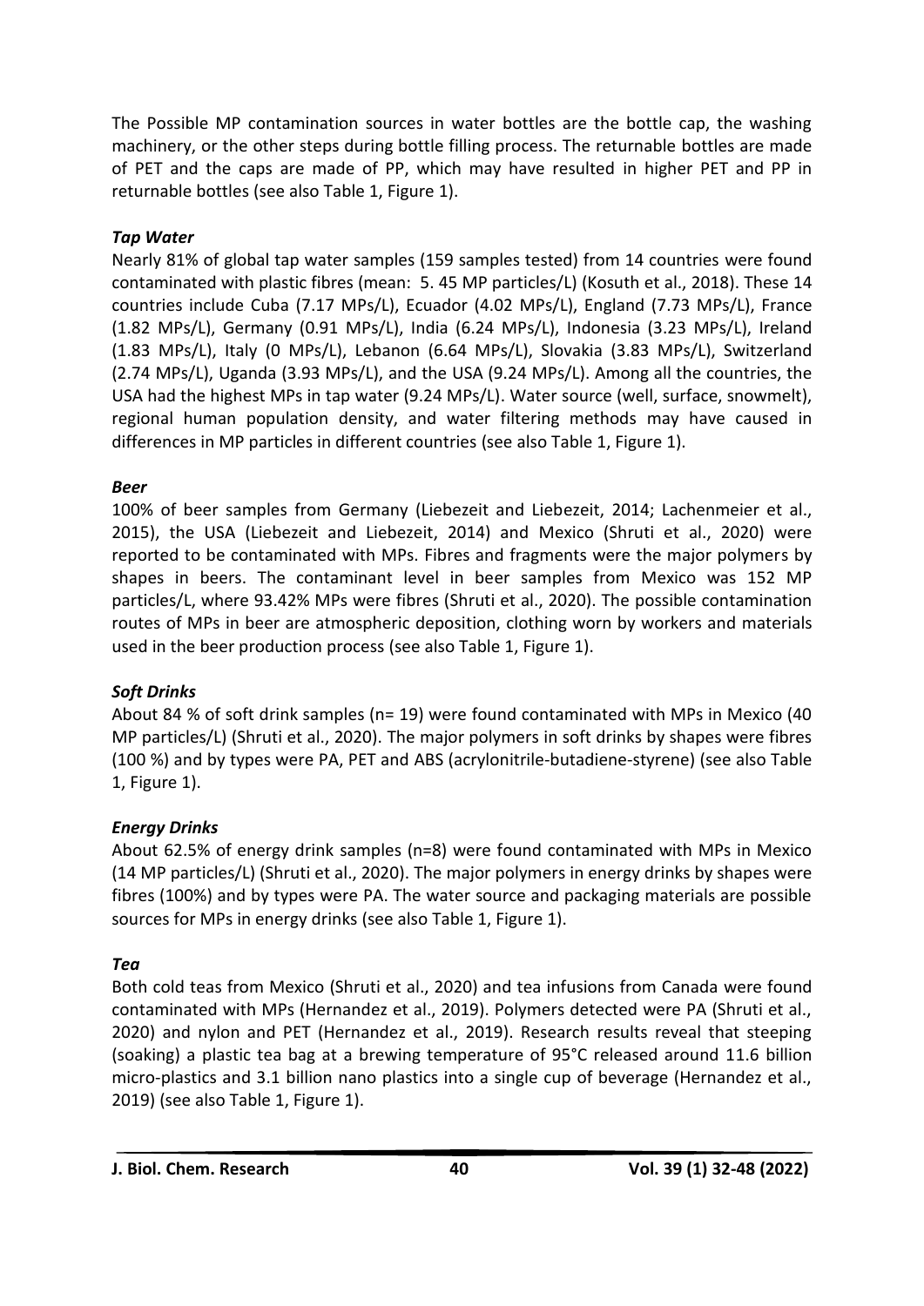The Possible MP contamination sources in water bottles are the bottle cap, the washing machinery, or the other steps during bottle filling process. The returnable bottles are made of PET and the caps are made of PP, which may have resulted in higher PET and PP in returnable bottles (see also Table 1, Figure 1).

### *Tap Water*

Nearly 81% of global tap water samples (159 samples tested) from 14 countries were found contaminated with plastic fibres (mean: 5. 45 MP particles/L) (Kosuth et al., 2018). These 14 countries include Cuba (7.17 MPs/L), Ecuador (4.02 MPs/L), England (7.73 MPs/L), France (1.82 MPs/L), Germany (0.91 MPs/L), India (6.24 MPs/L), Indonesia (3.23 MPs/L), Ireland (1.83 MPs/L), Italy (0 MPs/L), Lebanon (6.64 MPs/L), Slovakia (3.83 MPs/L), Switzerland (2.74 MPs/L), Uganda (3.93 MPs/L), and the USA (9.24 MPs/L). Among all the countries, the USA had the highest MPs in tap water (9.24 MPs/L). Water source (well, surface, snowmelt), regional human population density, and water filtering methods may have caused in differences in MP particles in different countries (see also Table 1, Figure 1).

### *Beer*

100% of beer samples from Germany (Liebezeit and Liebezeit, 2014; Lachenmeier et al., 2015), the USA (Liebezeit and Liebezeit, 2014) and Mexico (Shruti et al., 2020) were reported to be contaminated with MPs. Fibres and fragments were the major polymers by shapes in beers. The contaminant level in beer samples from Mexico was 152 MP particles/L, where 93.42% MPs were fibres (Shruti et al., 2020). The possible contamination routes of MPs in beer are atmospheric deposition, clothing worn by workers and materials used in the beer production process (see also Table 1, Figure 1).

### *Soft Drinks*

About 84 % of soft drink samples (n= 19) were found contaminated with MPs in Mexico (40 MP particles/L) (Shruti et al., 2020). The major polymers in soft drinks by shapes were fibres (100 %) and by types were PA, PET and ABS (acrylonitrile-butadiene-styrene) (see also Table 1, Figure 1).

### *Energy Drinks*

About 62.5% of energy drink samples (n=8) were found contaminated with MPs in Mexico (14 MP particles/L) (Shruti et al., 2020). The major polymers in energy drinks by shapes were fibres (100%) and by types were PA. The water source and packaging materials are possible sources for MPs in energy drinks (see also Table 1, Figure 1).

### *Tea*

Both cold teas from Mexico (Shruti et al., 2020) and tea infusions from Canada were found contaminated with MPs (Hernandez et al., 2019). Polymers detected were PA (Shruti et al., 2020) and nylon and PET (Hernandez et al., 2019). Research results reveal that steeping (soaking) a plastic tea bag at a brewing temperature of 95°C released around 11.6 billion micro-plastics and 3.1 billion nano plastics into a single cup of beverage (Hernandez et al., 2019) (see also Table 1, Figure 1).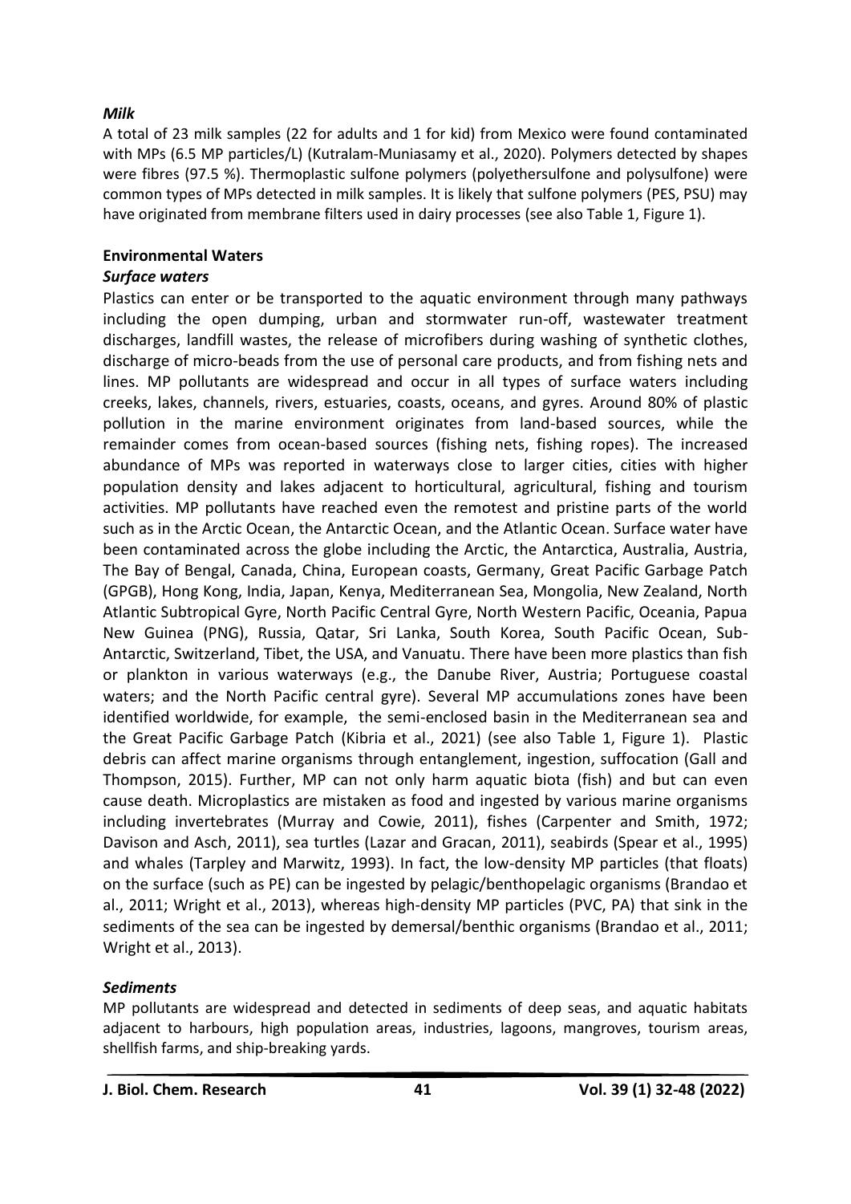### *Milk*

A total of 23 milk samples (22 for adults and 1 for kid) from Mexico were found contaminated with MPs (6.5 MP particles/L) (Kutralam-Muniasamy et al., 2020). Polymers detected by shapes were fibres (97.5 %). Thermoplastic sulfone polymers (polyethersulfone and polysulfone) were common types of MPs detected in milk samples. It is likely that sulfone polymers (PES, PSU) may have originated from membrane filters used in dairy processes (see also Table 1, Figure 1).

## Environmental Waters

### *Surface waters*

Plastics can enter or be transported to the aquatic environment through many pathways including the open dumping, urban and stormwater run-off, wastewater treatment discharges, landfill wastes, the release of microfibers during washing of synthetic clothes, discharge of micro-beads from the use of personal care products, and from fishing nets and lines. MP pollutants are widespread and occur in all types of surface waters including creeks, lakes, channels, rivers, estuaries, coasts, oceans, and gyres. Around 80% of plastic pollution in the marine environment originates from land-based sources, while the remainder comes from ocean-based sources (fishing nets, fishing ropes). The increased abundance of MPs was reported in waterways close to larger cities, cities with higher population density and lakes adjacent to horticultural, agricultural, fishing and tourism activities. MP pollutants have reached even the remotest and pristine parts of the world such as in the Arctic Ocean, the Antarctic Ocean, and the Atlantic Ocean. Surface water have been contaminated across the globe including the Arctic, the Antarctica, Australia, Austria, The Bay of Bengal, Canada, China, European coasts, Germany, Great Pacific Garbage Patch (GPGB), Hong Kong, India, Japan, Kenya, Mediterranean Sea, Mongolia, New Zealand, North Atlantic Subtropical Gyre, North Pacific Central Gyre, North Western Pacific, Oceania, Papua New Guinea (PNG), Russia, Qatar, Sri Lanka, South Korea, South Pacific Ocean, Sub-Antarctic, Switzerland, Tibet, the USA, and Vanuatu. There have been more plastics than fish or plankton in various waterways (e.g., the Danube River, Austria; Portuguese coastal waters; and the North Pacific central gyre). Several MP accumulations zones have been identified worldwide, for example, the semi-enclosed basin in the Mediterranean sea and the Great Pacific Garbage Patch (Kibria et al., 2021) (see also Table 1, Figure 1). Plastic debris can affect marine organisms through entanglement, ingestion, suffocation (Gall and Thompson, 2015). Further, MP can not only harm aquatic biota (fish) and but can even cause death. Microplastics are mistaken as food and ingested by various marine organisms including invertebrates (Murray and Cowie, 2011), fishes (Carpenter and Smith, 1972; Davison and Asch, 2011), sea turtles (Lazar and Gracan, 2011), seabirds (Spear et al., 1995) and whales (Tarpley and Marwitz, 1993). In fact, the low-density MP particles (that floats) on the surface (such as PE) can be ingested by pelagic/benthopelagic organisms (Brandao et al., 2011; Wright et al., 2013), whereas high-density MP particles (PVC, PA) that sink in the sediments of the sea can be ingested by demersal/benthic organisms (Brandao et al., 2011; Wright et al., 2013).

### *Sediments*

MP pollutants are widespread and detected in sediments of deep seas, and aquatic habitats adjacent to harbours, high population areas, industries, lagoons, mangroves, tourism areas, shellfish farms, and ship-breaking yards.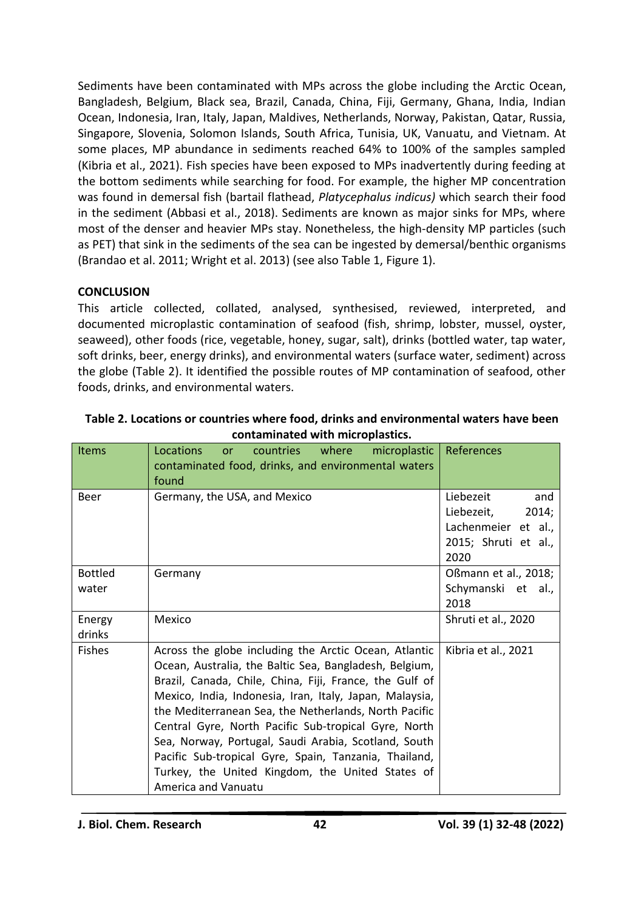Sediments have been contaminated with MPs across the globe including the Arctic Ocean, Bangladesh, Belgium, Black sea, Brazil, Canada, China, Fiji, Germany, Ghana, India, Indian Ocean, Indonesia, Iran, Italy, Japan, Maldives, Netherlands, Norway, Pakistan, Qatar, Russia, Singapore, Slovenia, Solomon Islands, South Africa, Tunisia, UK, Vanuatu, and Vietnam. At some places, MP abundance in sediments reached 64% to 100% of the samples sampled (Kibria et al., 2021). Fish species have been exposed to MPs inadvertently during feeding at the bottom sediments while searching for food. For example, the higher MP concentration was found in demersal fish (bartail flathead, *Platycephalus indicus)* which search their food in the sediment (Abbasi et al., 2018). Sediments are known as major sinks for MPs, where most of the denser and heavier MPs stay. Nonetheless, the high-density MP particles (such as PET) that sink in the sediments of the sea can be ingested by demersal/benthic organisms (Brandao et al. 2011; Wright et al. 2013) (see also Table 1, Figure 1).

## CONCLUSION

This article collected, collated, analysed, synthesised, reviewed, interpreted, and documented microplastic contamination of seafood (fish, shrimp, lobster, mussel, oyster, seaweed), other foods (rice, vegetable, honey, sugar, salt), drinks (bottled water, tap water, soft drinks, beer, energy drinks), and environmental waters (surface water, sediment) across the globe (Table 2). It identified the possible routes of MP contamination of seafood, other foods, drinks, and environmental waters.

**Table 2. Locations or countries where food, drinks and environmental waters have been contaminated with microplastics.**

| Items | Locations or countries where microplastic contaminated food, drinks, and environmental waters found | References |
|---|---|---|
| Beer | Germany, the USA, and Mexico | Liebezeit and Liebezeit, 2014; Lachenmeier et al., 2015; Shruti et al., 2020 |
| Bottled water | Germany | Oßmann et al., 2018; Schymanski et al., 2018 |
| Energy drinks | Mexico | Shruti et al., 2020 |
| Fishes | Across the globe including the Arctic Ocean, Atlantic Ocean, Australia, the Baltic Sea, Bangladesh, Belgium, Brazil, Canada, Chile, China, Fiji, France, the Gulf of Mexico, India, Indonesia, Iran, Italy, Japan, Malaysia, the Mediterranean Sea, the Netherlands, North Pacific Central Gyre, North Pacific Sub-tropical Gyre, North Sea, Norway, Portugal, Saudi Arabia, Scotland, South Pacific Sub-tropical Gyre, Spain, Tanzania, Thailand, Turkey, the United Kingdom, the United States of America and Vanuatu | Kibria et al., 2021 |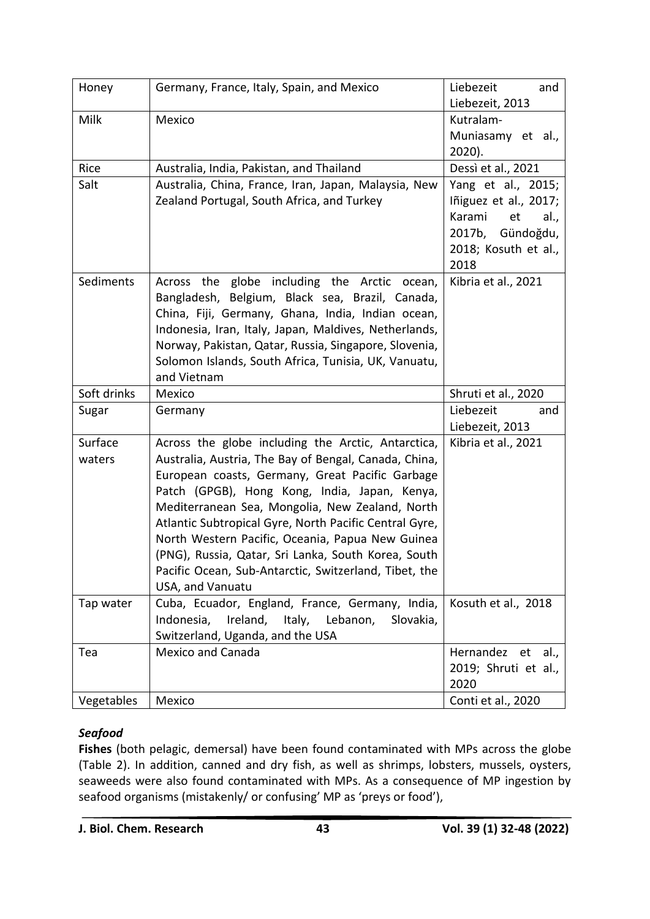| Honey | Germany, France, Italy, Spain, and Mexico | Liebezeit and Liebezeit, 2013 |
|---|---|---|
| Milk | Mexico | Kutralam-Muniasamy et al., 2020). |
| Rice | Australia, India, Pakistan, and Thailand | Dessì et al., 2021 |
| Salt | Australia, China, France, Iran, Japan, Malaysia, New Zealand Portugal, South Africa, and Turkey | Yang et al., 2015; Iñiguez et al., 2017; Karami et al., 2017b, Gündoğdu, 2018; Kosuth et al., 2018 |
| Sediments | Across the globe including the Arctic ocean, Bangladesh, Belgium, Black sea, Brazil, Canada, China, Fiji, Germany, Ghana, India, Indian ocean, Indonesia, Iran, Italy, Japan, Maldives, Netherlands, Norway, Pakistan, Qatar, Russia, Singapore, Slovenia, Solomon Islands, South Africa, Tunisia, UK, Vanuatu, and Vietnam | Kibria et al., 2021 |
| Soft drinks | Mexico | Shruti et al., 2020 |
| Sugar | Germany | Liebezeit and Liebezeit, 2013 |
| Surface waters | Across the globe including the Arctic, Antarctica, Australia, Austria, The Bay of Bengal, Canada, China, European coasts, Germany, Great Pacific Garbage Patch (GPGB), Hong Kong, India, Japan, Kenya, Mediterranean Sea, Mongolia, New Zealand, North Atlantic Subtropical Gyre, North Pacific Central Gyre, North Western Pacific, Oceania, Papua New Guinea (PNG), Russia, Qatar, Sri Lanka, South Korea, South Pacific Ocean, Sub-Antarctic, Switzerland, Tibet, the USA, and Vanuatu | Kibria et al., 2021 |
| Tap water | Cuba, Ecuador, England, France, Germany, India, Indonesia, Ireland, Italy, Lebanon, Slovakia, Switzerland, Uganda, and the USA | Kosuth et al., 2018 |
| Tea | Mexico and Canada | Hernandez et al., 2019; Shruti et al., 2020 |
| Vegetables | Mexico | Conti et al., 2020 |

***Seafood***

**Fishes** (both pelagic, demersal) have been found contaminated with MPs across the globe (Table 2). In addition, canned and dry fish, as well as shrimps, lobsters, mussels, oysters, seaweeds were also found contaminated with MPs. As a consequence of MP ingestion by seafood organisms (mistakenly/ or confusing' MP as 'preys or food'),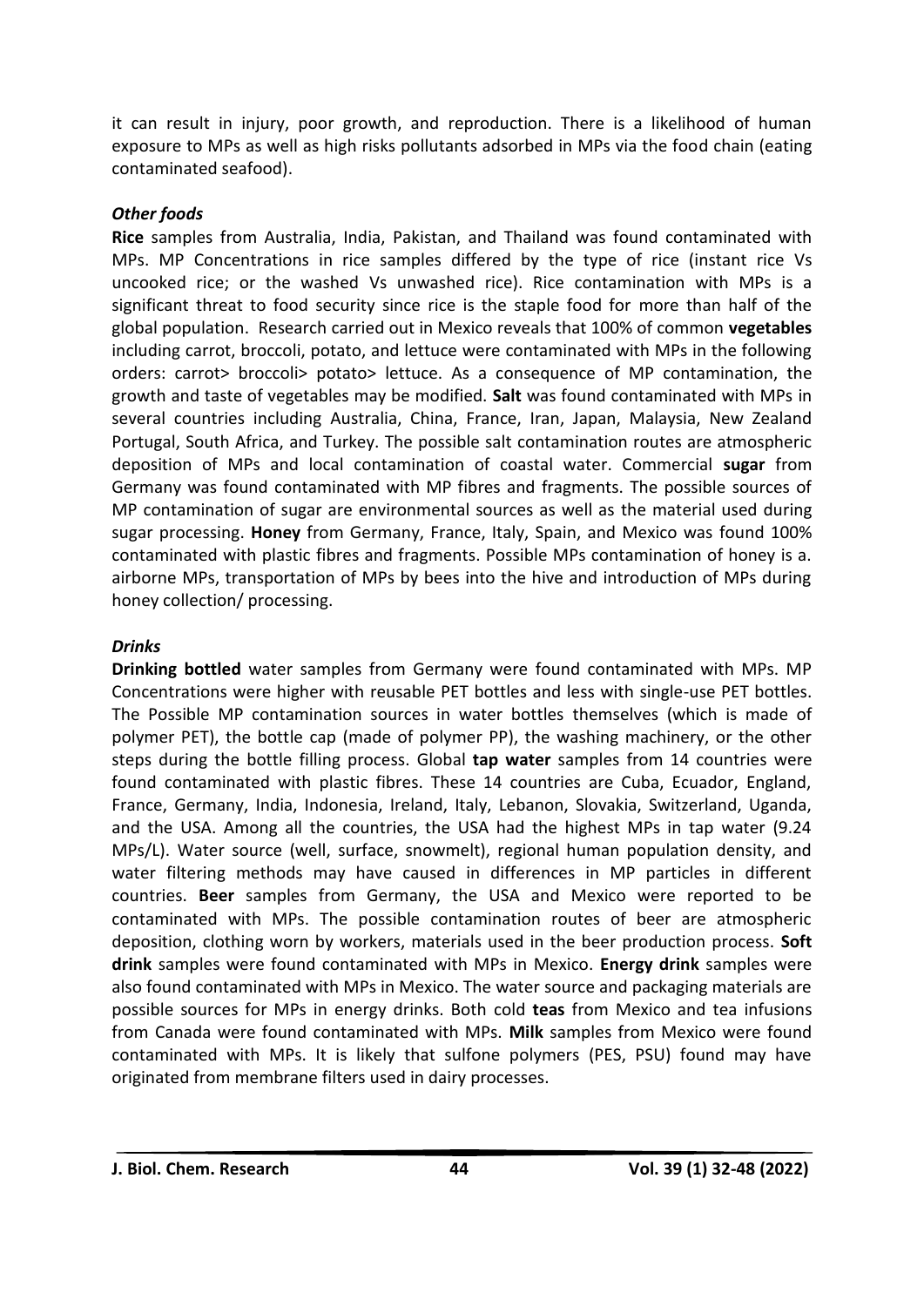it can result in injury, poor growth, and reproduction. There is a likelihood of human exposure to MPs as well as high risks pollutants adsorbed in MPs via the food chain (eating contaminated seafood).

### *Other foods*

**Rice** samples from Australia, India, Pakistan, and Thailand was found contaminated with MPs. MP Concentrations in rice samples differed by the type of rice (instant rice Vs uncooked rice; or the washed Vs unwashed rice). Rice contamination with MPs is a significant threat to food security since rice is the staple food for more than half of the global population. Research carried out in Mexico reveals that 100% of common **vegetables** including carrot, broccoli, potato, and lettuce were contaminated with MPs in the following orders: carrot> broccoli> potato> lettuce. As a consequence of MP contamination, the growth and taste of vegetables may be modified. **Salt** was found contaminated with MPs in several countries including Australia, China, France, Iran, Japan, Malaysia, New Zealand Portugal, South Africa, and Turkey. The possible salt contamination routes are atmospheric deposition of MPs and local contamination of coastal water. Commercial **sugar** from Germany was found contaminated with MP fibres and fragments. The possible sources of MP contamination of sugar are environmental sources as well as the material used during sugar processing. **Honey** from Germany, France, Italy, Spain, and Mexico was found 100% contaminated with plastic fibres and fragments. Possible MPs contamination of honey is a. airborne MPs, transportation of MPs by bees into the hive and introduction of MPs during honey collection/ processing.

### *Drinks*

**Drinking bottled** water samples from Germany were found contaminated with MPs. MP Concentrations were higher with reusable PET bottles and less with single-use PET bottles. The Possible MP contamination sources in water bottles themselves (which is made of polymer PET), the bottle cap (made of polymer PP), the washing machinery, or the other steps during the bottle filling process. Global **tap water** samples from 14 countries were found contaminated with plastic fibres. These 14 countries are Cuba, Ecuador, England, France, Germany, India, Indonesia, Ireland, Italy, Lebanon, Slovakia, Switzerland, Uganda, and the USA. Among all the countries, the USA had the highest MPs in tap water (9.24 MPs/L). Water source (well, surface, snowmelt), regional human population density, and water filtering methods may have caused in differences in MP particles in different countries. **Beer** samples from Germany, the USA and Mexico were reported to be contaminated with MPs. The possible contamination routes of beer are atmospheric deposition, clothing worn by workers, materials used in the beer production process. **Soft drink** samples were found contaminated with MPs in Mexico. **Energy drink** samples were also found contaminated with MPs in Mexico. The water source and packaging materials are possible sources for MPs in energy drinks. Both cold **teas** from Mexico and tea infusions from Canada were found contaminated with MPs. **Milk** samples from Mexico were found contaminated with MPs. It is likely that sulfone polymers (PES, PSU) found may have originated from membrane filters used in dairy processes.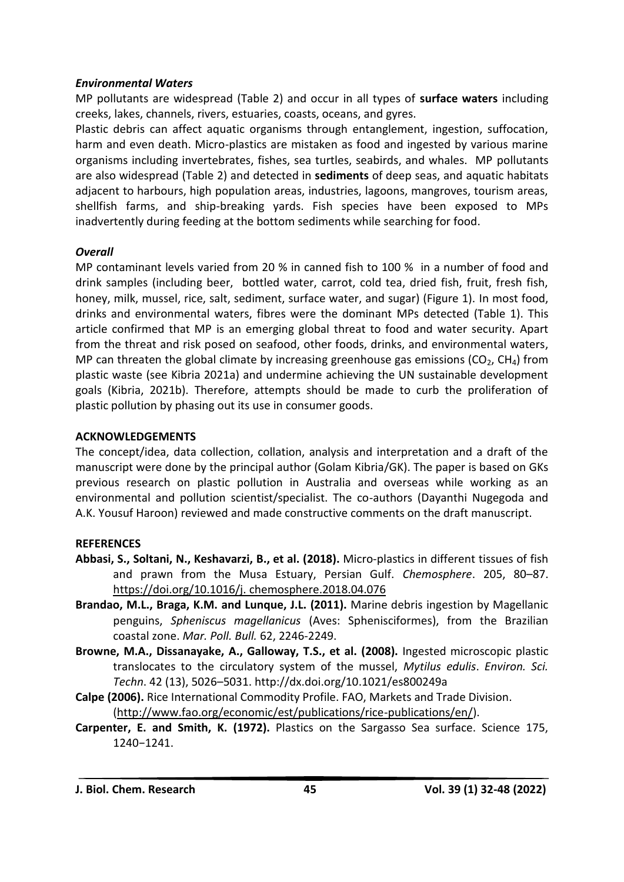### *Environmental Waters*

MP pollutants are widespread (Table 2) and occur in all types of **surface waters** including creeks, lakes, channels, rivers, estuaries, coasts, oceans, and gyres.

Plastic debris can affect aquatic organisms through entanglement, ingestion, suffocation, harm and even death. Micro-plastics are mistaken as food and ingested by various marine organisms including invertebrates, fishes, sea turtles, seabirds, and whales. MP pollutants are also widespread (Table 2) and detected in **sediments** of deep seas, and aquatic habitats adjacent to harbours, high population areas, industries, lagoons, mangroves, tourism areas, shellfish farms, and ship-breaking yards. Fish species have been exposed to MPs inadvertently during feeding at the bottom sediments while searching for food.

### *Overall*

MP contaminant levels varied from 20 % in canned fish to 100 % in a number of food and drink samples (including beer, bottled water, carrot, cold tea, dried fish, fruit, fresh fish, honey, milk, mussel, rice, salt, sediment, surface water, and sugar) (Figure 1). In most food, drinks and environmental waters, fibres were the dominant MPs detected (Table 1). This article confirmed that MP is an emerging global threat to food and water security. Apart from the threat and risk posed on seafood, other foods, drinks, and environmental waters, MP can threaten the global climate by increasing greenhouse gas emissions ($CO_2$, $CH_4$) from plastic waste (see Kibria 2021a) and undermine achieving the UN sustainable development goals (Kibria, 2021b). Therefore, attempts should be made to curb the proliferation of plastic pollution by phasing out its use in consumer goods.

## ACKNOWLEDGEMENTS

The concept/idea, data collection, collation, analysis and interpretation and a draft of the manuscript were done by the principal author (Golam Kibria/GK). The paper is based on GKs previous research on plastic pollution in Australia and overseas while working as an environmental and pollution scientist/specialist. The co-authors (Dayanthi Nugegoda and A.K. Yousuf Haroon) reviewed and made constructive comments on the draft manuscript.

## REFERENCES

**Abbasi, S., Soltani, N., Keshavarzi, B., et al. (2018).** Micro-plastics in different tissues of fish and prawn from the Musa Estuary, Persian Gulf. *Chemosphere*. 205, 80–87. https://doi.org/10.1016/j. chemosphere.2018.04.076

**Brandao, M.L., Braga, K.M. and Lunque, J.L. (2011).** Marine debris ingestion by Magellanic penguins, *Spheniscus magellanicus* (Aves: Sphenisciformes), from the Brazilian coastal zone. *Mar. Poll. Bull.* 62, 2246-2249.

**Browne, M.A., Dissanayake, A., Galloway, T.S., et al. (2008).** Ingested microscopic plastic translocates to the circulatory system of the mussel, *Mytilus edulis*. *Environ. Sci. Techn*. 42 (13), 5026–5031. http://dx.doi.org/10.1021/es800249a

**Calpe (2006).** Rice International Commodity Profile. FAO, Markets and Trade Division. (http://www.fao.org/economic/est/publications/rice-publications/en/).

**Carpenter, E. and Smith, K. (1972).** Plastics on the Sargasso Sea surface. Science 175, 1240−1241.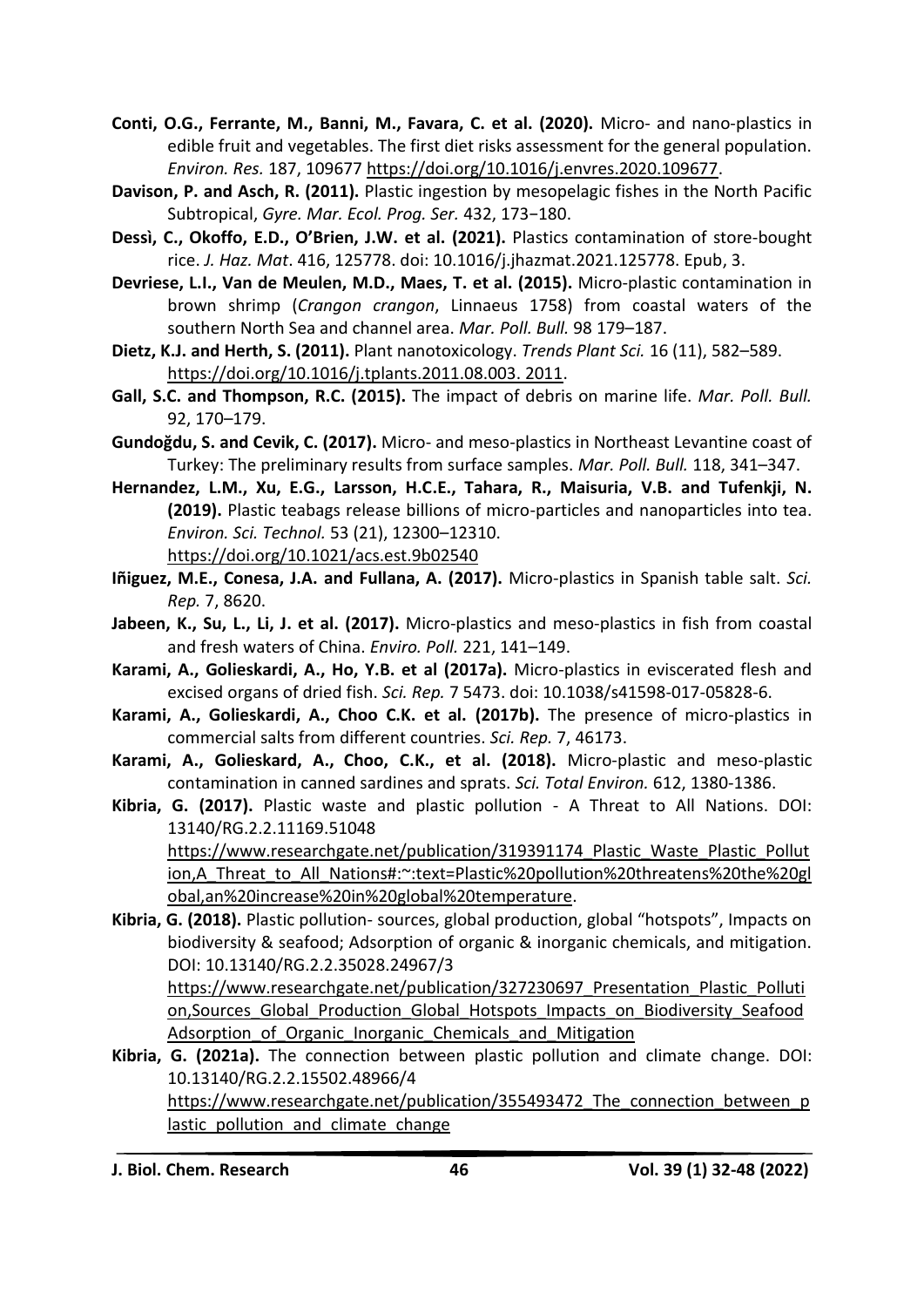**Conti, O.G., Ferrante, M., Banni, M., Favara, C. et al. (2020).** Micro- and nano-plastics in edible fruit and vegetables. The first diet risks assessment for the general population. *Environ. Res.* 187, 109677 https://doi.org/10.1016/j.envres.2020.109677.

**Davison, P. and Asch, R. (2011).** Plastic ingestion by mesopelagic fishes in the North Pacific Subtropical, *Gyre. Mar. Ecol. Prog. Ser.* 432, 173−180.

**Dessì, C., Okoffo, E.D., O'Brien, J.W. et al. (2021).** Plastics contamination of store-bought rice. *J. Haz. Mat*. 416, 125778. doi: 10.1016/j.jhazmat.2021.125778. Epub, 3.

**Devriese, L.I., Van de Meulen, M.D., Maes, T. et al. (2015).** Micro-plastic contamination in brown shrimp (*Crangon crangon*, Linnaeus 1758) from coastal waters of the southern North Sea and channel area. *Mar. Poll. Bull.* 98 179–187.

**Dietz, K.J. and Herth, S. (2011).** Plant nanotoxicology. *Trends Plant Sci.* 16 (11), 582–589. https://doi.org/10.1016/j.tplants.2011.08.003. 2011.

**Gall, S.C. and Thompson, R.C. (2015).** The impact of debris on marine life. *Mar. Poll. Bull.* 92, 170–179.

**Gundoğdu, S. and Cevik, C. (2017).** Micro- and meso-plastics in Northeast Levantine coast of Turkey: The preliminary results from surface samples. *Mar. Poll. Bull.* 118, 341–347.

**Hernandez, L.M., Xu, E.G., Larsson, H.C.E., Tahara, R., Maisuria, V.B. and Tufenkji, N. (2019).** Plastic teabags release billions of micro-particles and nanoparticles into tea. *Environ. Sci. Technol.* 53 (21), 12300–12310. https://doi.org/10.1021/acs.est.9b02540

**Iñiguez, M.E., Conesa, J.A. and Fullana, A. (2017).** Micro-plastics in Spanish table salt. *Sci. Rep.* 7, 8620.

**Jabeen, K., Su, L., Li, J. et al. (2017).** Micro-plastics and meso-plastics in fish from coastal and fresh waters of China. *Enviro. Poll.* 221, 141–149.

**Karami, A., Golieskardi, A., Ho, Y.B. et al (2017a).** Micro-plastics in eviscerated flesh and excised organs of dried fish. *Sci. Rep.* 7 5473. doi: 10.1038/s41598-017-05828-6.

**Karami, A., Golieskardi, A., Choo C.K. et al. (2017b).** The presence of micro-plastics in commercial salts from different countries. *Sci. Rep.* 7, 46173.

**Karami, A., Golieskard, A., Choo, C.K., et al. (2018).** Micro-plastic and meso-plastic contamination in canned sardines and sprats. *Sci. Total Environ.* 612, 1380-1386.

**Kibria, G. (2017).** Plastic waste and plastic pollution - A Threat to All Nations. DOI: 13140/RG.2.2.11169.51048 https://www.researchgate.net/publication/319391174_Plastic_Waste_Plastic_Pollution,A_Threat_to_All_Nations#:~:text=Plastic%20pollution%20threatens%20the%20global,an%20increase%20in%20global%20temperature.

**Kibria, G. (2018).** Plastic pollution- sources, global production, global "hotspots", Impacts on biodiversity & seafood; Adsorption of organic & inorganic chemicals, and mitigation. DOI: 10.13140/RG.2.2.35028.24967/3 https://www.researchgate.net/publication/327230697_Presentation_Plastic_Pollution,Sources_Global_Production_Global_Hotspots_Impacts_on_Biodiversity_Seafood Adsorption_of_Organic_Inorganic_Chemicals_and_Mitigation

**Kibria, G. (2021a).** The connection between plastic pollution and climate change. DOI: 10.13140/RG.2.2.15502.48966/4 https://www.researchgate.net/publication/355493472_The_connection_between_plastic_pollution_and_climate_change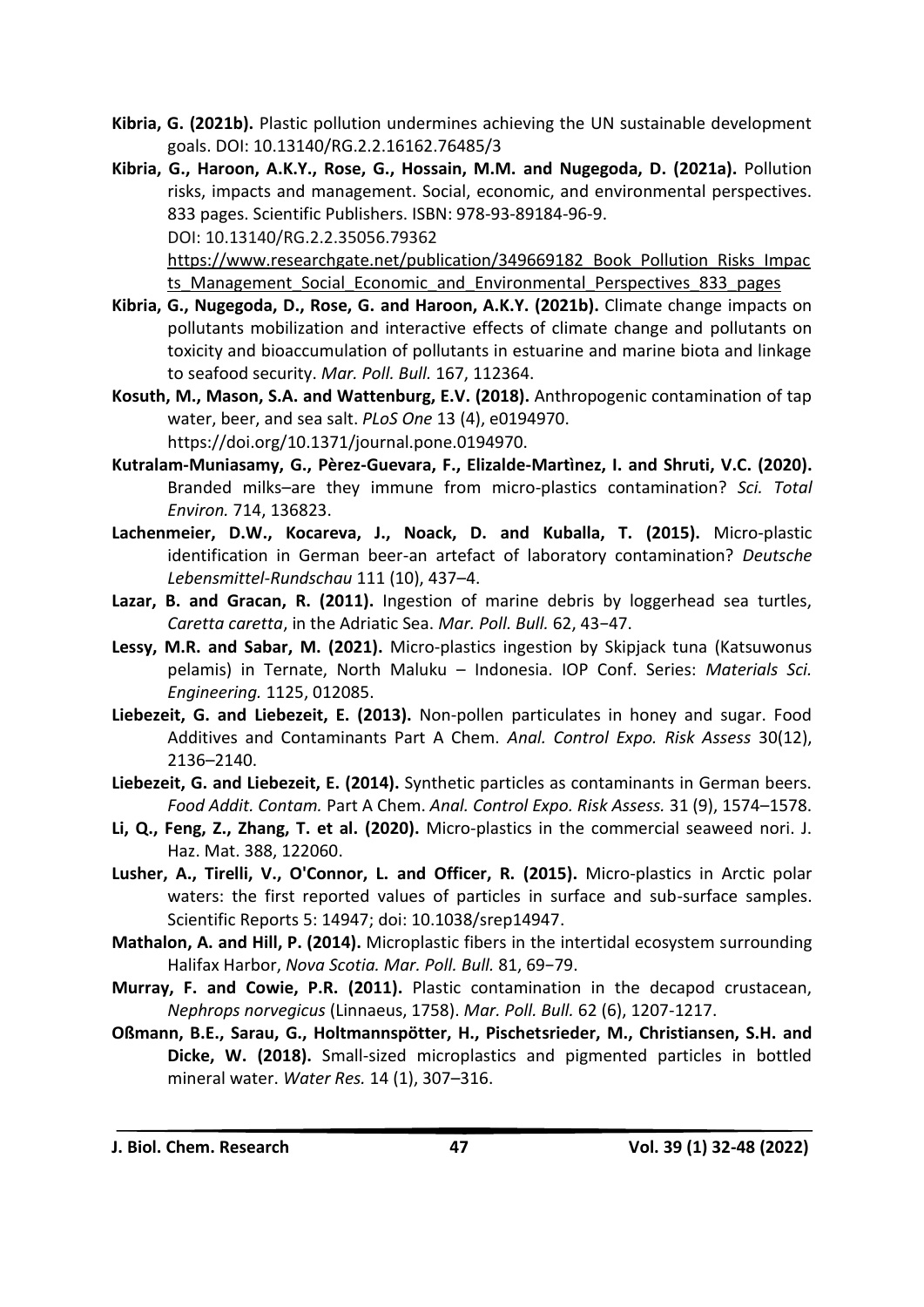**Kibria, G. (2021b).** Plastic pollution undermines achieving the UN sustainable development goals. DOI: 10.13140/RG.2.2.16162.76485/3

**Kibria, G., Haroon, A.K.Y., Rose, G., Hossain, M.M. and Nugegoda, D. (2021a).** Pollution risks, impacts and management. Social, economic, and environmental perspectives. 833 pages. Scientific Publishers. ISBN: 978-93-89184-96-9. DOI: 10.13140/RG.2.2.35056.79362 https://www.researchgate.net/publication/349669182_Book_Pollution_Risks_Impacts_Management_Social_Economic_and_Environmental_Perspectives_833_pages

**Kibria, G., Nugegoda, D., Rose, G. and Haroon, A.K.Y. (2021b).** Climate change impacts on pollutants mobilization and interactive effects of climate change and pollutants on toxicity and bioaccumulation of pollutants in estuarine and marine biota and linkage to seafood security. *Mar. Poll. Bull.* 167, 112364.

**Kosuth, M., Mason, S.A. and Wattenburg, E.V. (2018).** Anthropogenic contamination of tap water, beer, and sea salt. *PLoS One* 13 (4), e0194970. https://doi.org/10.1371/journal.pone.0194970.

**Kutralam-Muniasamy, G., Pèrez-Guevara, F., Elizalde-Martìnez, I. and Shruti, V.C. (2020).** Branded milks–are they immune from micro-plastics contamination? *Sci. Total Environ.* 714, 136823.

**Lachenmeier, D.W., Kocareva, J., Noack, D. and Kuballa, T. (2015).** Micro-plastic identification in German beer-an artefact of laboratory contamination? *Deutsche Lebensmittel-Rundschau* 111 (10), 437–4.

**Lazar, B. and Gracan, R. (2011).** Ingestion of marine debris by loggerhead sea turtles, *Caretta caretta*, in the Adriatic Sea. *Mar. Poll. Bull.* 62, 43−47.

**Lessy, M.R. and Sabar, M. (2021).** Micro-plastics ingestion by Skipjack tuna (Katsuwonus pelamis) in Ternate, North Maluku – Indonesia. IOP Conf. Series: *Materials Sci. Engineering.* 1125, 012085.

**Liebezeit, G. and Liebezeit, E. (2013).** Non-pollen particulates in honey and sugar. Food Additives and Contaminants Part A Chem. *Anal. Control Expo. Risk Assess* 30(12), 2136–2140.

**Liebezeit, G. and Liebezeit, E. (2014).** Synthetic particles as contaminants in German beers. *Food Addit. Contam.* Part A Chem. *Anal. Control Expo. Risk Assess.* 31 (9), 1574–1578.

**Li, Q., Feng, Z., Zhang, T. et al. (2020).** Micro-plastics in the commercial seaweed nori. J. Haz. Mat. 388, 122060.

**Lusher, A., Tirelli, V., O'Connor, L. and Officer, R. (2015).** Micro-plastics in Arctic polar waters: the first reported values of particles in surface and sub-surface samples. Scientific Reports 5: 14947; doi: 10.1038/srep14947.

**Mathalon, A. and Hill, P. (2014).** Microplastic fibers in the intertidal ecosystem surrounding Halifax Harbor, *Nova Scotia. Mar. Poll. Bull.* 81, 69−79.

**Murray, F. and Cowie, P.R. (2011).** Plastic contamination in the decapod crustacean, *Nephrops norvegicus* (Linnaeus, 1758). *Mar. Poll. Bull.* 62 (6), 1207-1217.

**Oßmann, B.E., Sarau, G., Holtmannspötter, H., Pischetsrieder, M., Christiansen, S.H. and Dicke, W. (2018).** Small-sized microplastics and pigmented particles in bottled mineral water. *Water Res.* 14 (1), 307–316.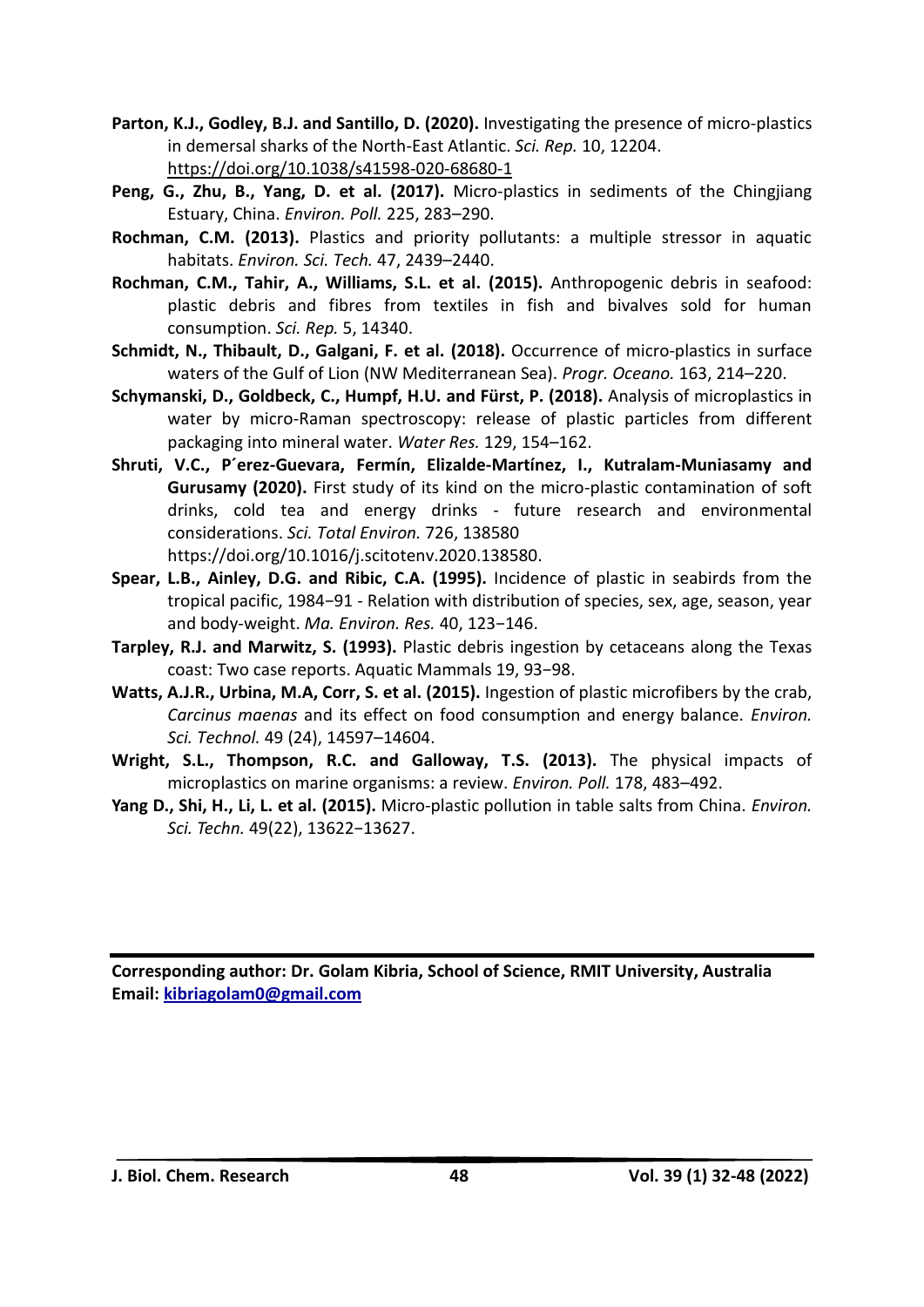**Parton, K.J., Godley, B.J. and Santillo, D. (2020).** Investigating the presence of micro-plastics in demersal sharks of the North-East Atlantic. *Sci. Rep.* 10, 12204. https://doi.org/10.1038/s41598-020-68680-1

**Peng, G., Zhu, B., Yang, D. et al. (2017).** Micro-plastics in sediments of the Chingjiang Estuary, China. *Environ. Poll.* 225, 283–290.

**Rochman, C.M. (2013).** Plastics and priority pollutants: a multiple stressor in aquatic habitats. *Environ. Sci. Tech.* 47, 2439–2440.

**Rochman, C.M., Tahir, A., Williams, S.L. et al. (2015).** Anthropogenic debris in seafood: plastic debris and fibres from textiles in fish and bivalves sold for human consumption. *Sci. Rep.* 5, 14340.

**Schmidt, N., Thibault, D., Galgani, F. et al. (2018).** Occurrence of micro-plastics in surface waters of the Gulf of Lion (NW Mediterranean Sea). *Progr. Oceano.* 163, 214–220.

**Schymanski, D., Goldbeck, C., Humpf, H.U. and Fürst, P. (2018).** Analysis of microplastics in water by micro-Raman spectroscopy: release of plastic particles from different packaging into mineral water. *Water Res.* 129, 154–162.

**Shruti, V.C., P´erez-Guevara, Fermín, Elizalde-Martínez, I., Kutralam-Muniasamy and Gurusamy (2020).** First study of its kind on the micro-plastic contamination of soft drinks, cold tea and energy drinks - future research and environmental considerations. *Sci. Total Environ.* 726, 138580 https://doi.org/10.1016/j.scitotenv.2020.138580.

**Spear, L.B., Ainley, D.G. and Ribic, C.A. (1995).** Incidence of plastic in seabirds from the tropical pacific, 1984−91 - Relation with distribution of species, sex, age, season, year and body-weight. *Ma. Environ. Res.* 40, 123−146.

**Tarpley, R.J. and Marwitz, S. (1993).** Plastic debris ingestion by cetaceans along the Texas coast: Two case reports. Aquatic Mammals 19, 93−98.

**Watts, A.J.R., Urbina, M.A, Corr, S. et al. (2015).** Ingestion of plastic microfibers by the crab, *Carcinus maenas* and its effect on food consumption and energy balance. *Environ. Sci. Technol.* 49 (24), 14597–14604.

**Wright, S.L., Thompson, R.C. and Galloway, T.S. (2013).** The physical impacts of microplastics on marine organisms: a review. *Environ. Poll.* 178, 483–492.

**Yang D., Shi, H., Li, L. et al. (2015).** Micro-plastic pollution in table salts from China. *Environ. Sci. Techn.* 49(22), 13622−13627.

---

**Corresponding author: Dr. Golam Kibria, School of Science, RMIT University, Australia**
**Email: kibriagolam0@gmail.com**